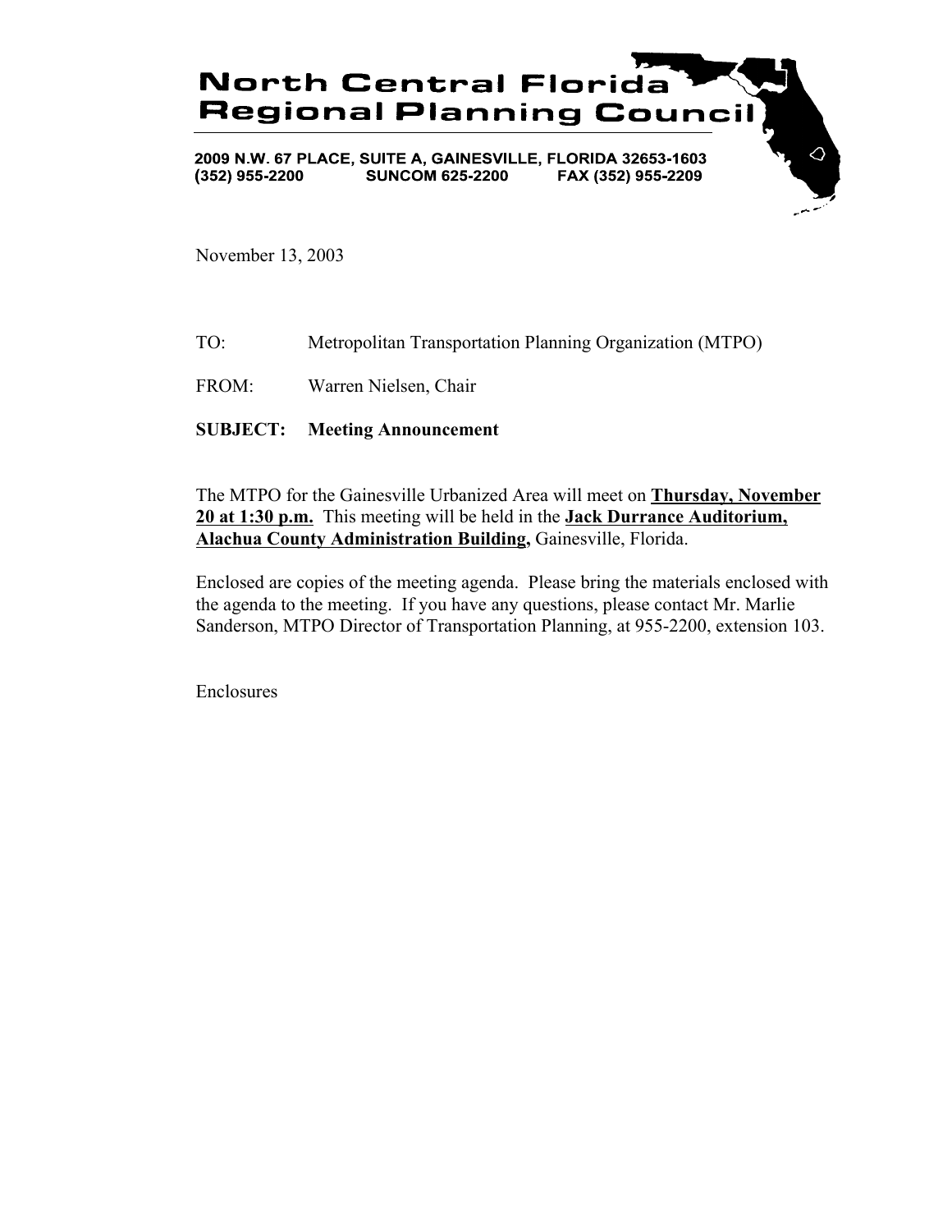# North Central Florida Regional Planning Council

**2009 N.W. 67 PLACE, SUITE A, GAINESVILLE, FLORIDA 32653-1603**
**(352) 955-2200 SUNCOM 625-2200 FAX (352) 955-2209**

November 13, 2003

TO: Metropolitan Transportation Planning Organization (MTPO)

FROM: Warren Nielsen, Chair

**SUBJECT: Meeting Announcement**

The MTPO for the Gainesville Urbanized Area will meet on **Thursday, November 20 at 1:30 p.m.** This meeting will be held in the **Jack Durrance Auditorium, Alachua County Administration Building,** Gainesville, Florida.

Enclosed are copies of the meeting agenda. Please bring the materials enclosed with the agenda to the meeting. If you have any questions, please contact Mr. Marlie Sanderson, MTPO Director of Transportation Planning, at 955-2200, extension 103.

Enclosures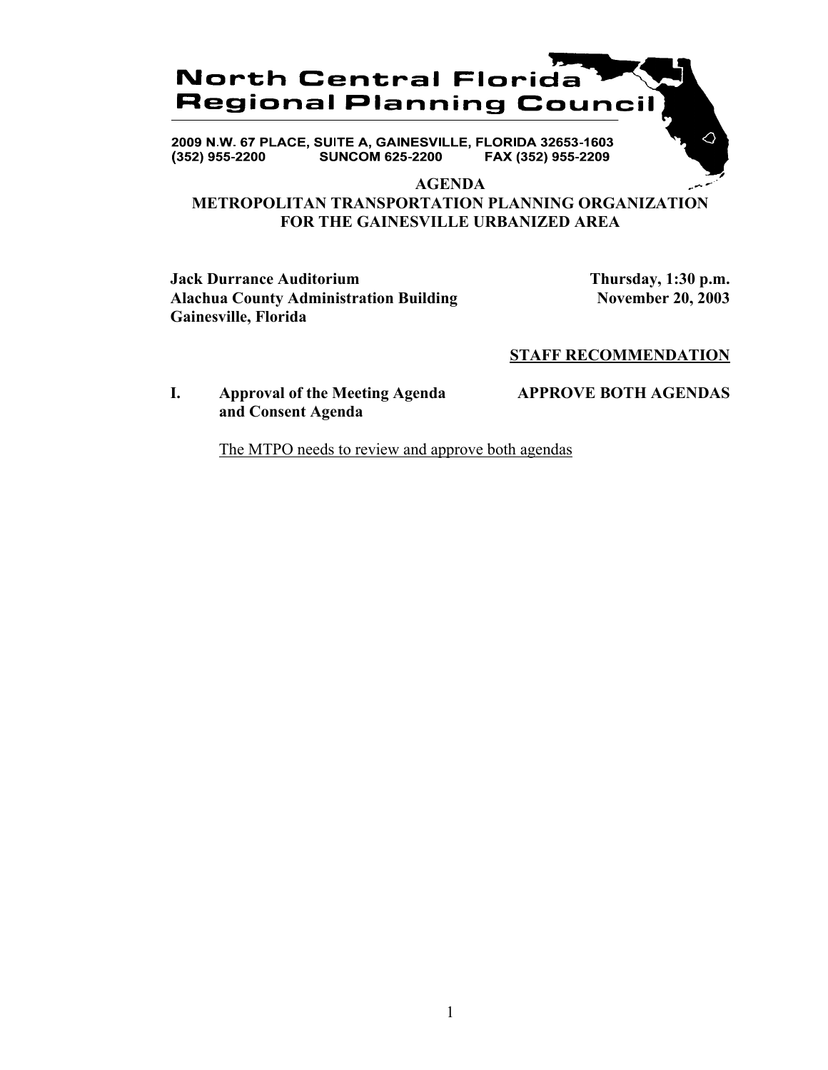# North Central Florida Regional Planning Council

2009 N.W. 67 PLACE, SUITE A, GAINESVILLE, FLORIDA 32653-1603
(352) 955-2200 SUNCOM 625-2200 FAX (352) 955-2209

## AGENDA
## METROPOLITAN TRANSPORTATION PLANNING ORGANIZATION FOR THE GAINESVILLE URBANIZED AREA

**Jack Durrance Auditorium**
**Alachua County Administration Building**
**Gainesville, Florida**

**Thursday, 1:30 p.m.**
**November 20, 2003**

**STAFF RECOMMENDATION**

**I. Approval of the Meeting Agenda and Consent Agenda** — **APPROVE BOTH AGENDAS**

The MTPO needs to review and approve both agendas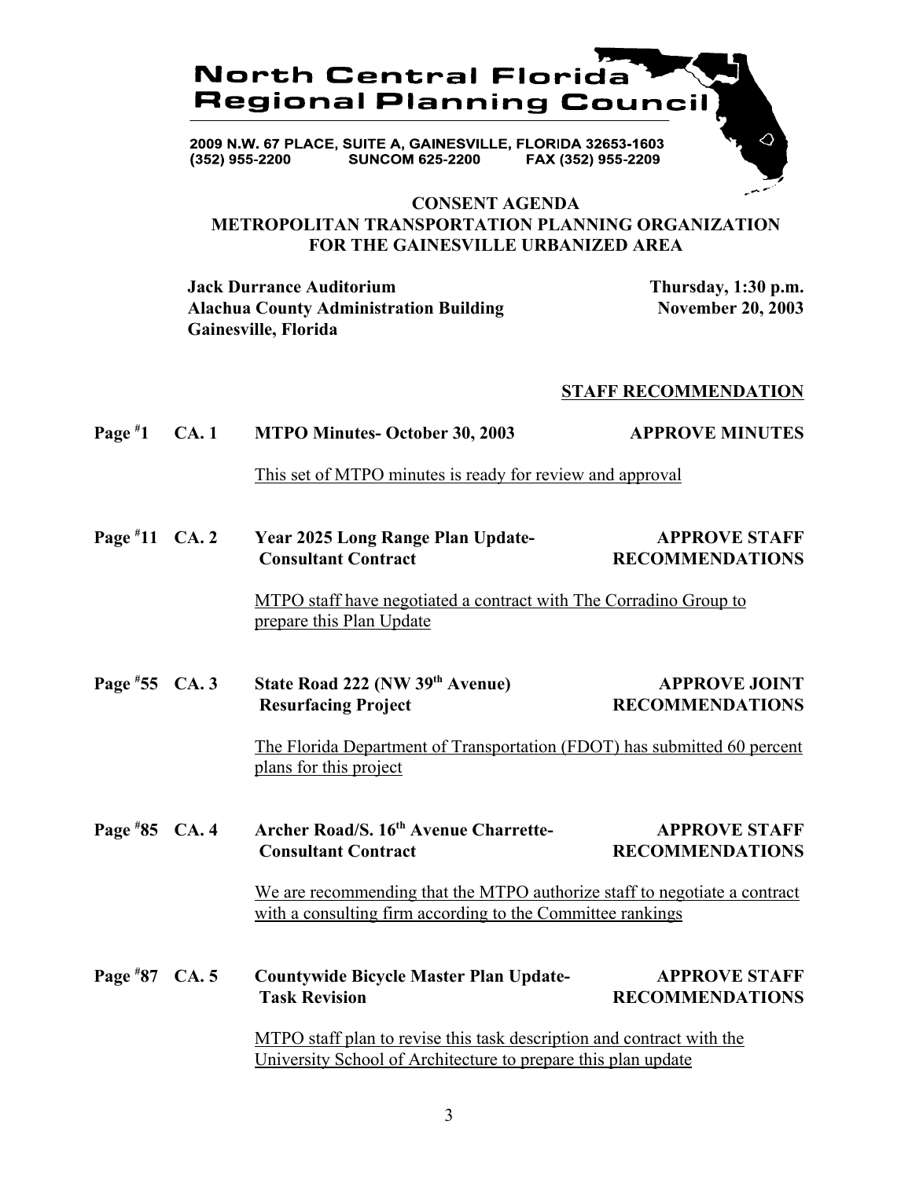# North Central Florida Regional Planning Council

2009 N.W. 67 PLACE, SUITE A, GAINESVILLE, FLORIDA 32653-1603
(352) 955-2200 SUNCOM 625-2200 FAX (352) 955-2209

## CONSENT AGENDA
## METROPOLITAN TRANSPORTATION PLANNING ORGANIZATION FOR THE GAINESVILLE URBANIZED AREA

**Jack Durrance Auditorium**
**Alachua County Administration Building**
**Gainesville, Florida**

**Thursday, 1:30 p.m.**
**November 20, 2003**

**STAFF RECOMMENDATION**

**Page #1 CA. 1 MTPO Minutes- October 30, 2003** — **APPROVE MINUTES**

This set of MTPO minutes is ready for review and approval

**Page #11 CA. 2 Year 2025 Long Range Plan Update- Consultant Contract** — **APPROVE STAFF RECOMMENDATIONS**

MTPO staff have negotiated a contract with The Corradino Group to prepare this Plan Update

**Page #55 CA. 3 State Road 222 (NW 39th Avenue) Resurfacing Project** — **APPROVE JOINT RECOMMENDATIONS**

The Florida Department of Transportation (FDOT) has submitted 60 percent plans for this project

**Page #85 CA. 4 Archer Road/S. 16th Avenue Charrette- Consultant Contract** — **APPROVE STAFF RECOMMENDATIONS**

We are recommending that the MTPO authorize staff to negotiate a contract with a consulting firm according to the Committee rankings

**Page #87 CA. 5 Countywide Bicycle Master Plan Update- Task Revision** — **APPROVE STAFF RECOMMENDATIONS**

MTPO staff plan to revise this task description and contract with the University School of Architecture to prepare this plan update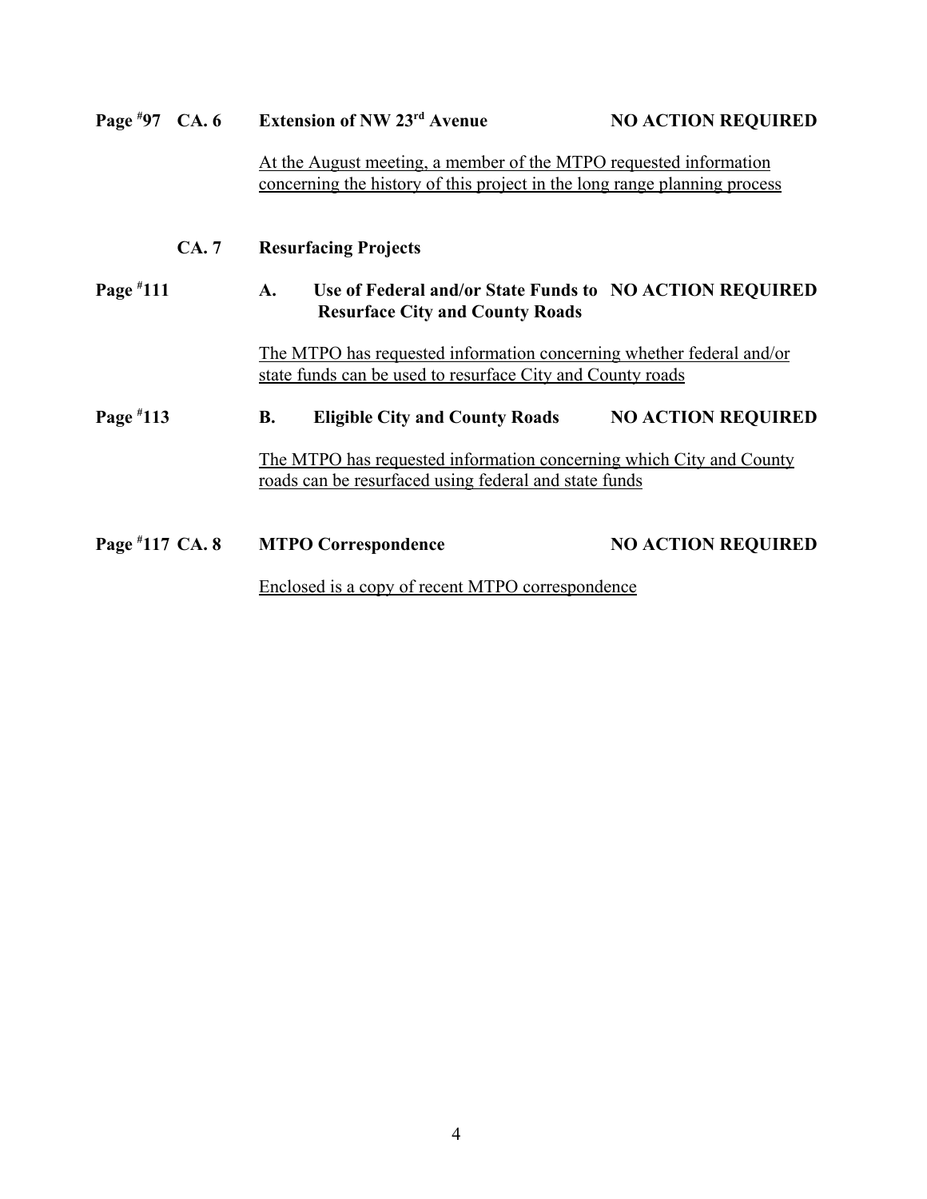**Page #97 CA. 6 Extension of NW 23rd Avenue NO ACTION REQUIRED**

At the August meeting, a member of the MTPO requested information concerning the history of this project in the long range planning process

**CA. 7 Resurfacing Projects**

**Page #111 A. Use of Federal and/or State Funds to Resurface City and County Roads NO ACTION REQUIRED**

The MTPO has requested information concerning whether federal and/or state funds can be used to resurface City and County roads

**Page #113 B. Eligible City and County Roads NO ACTION REQUIRED**

The MTPO has requested information concerning which City and County roads can be resurfaced using federal and state funds

**Page #117 CA. 8 MTPO Correspondence NO ACTION REQUIRED**

Enclosed is a copy of recent MTPO correspondence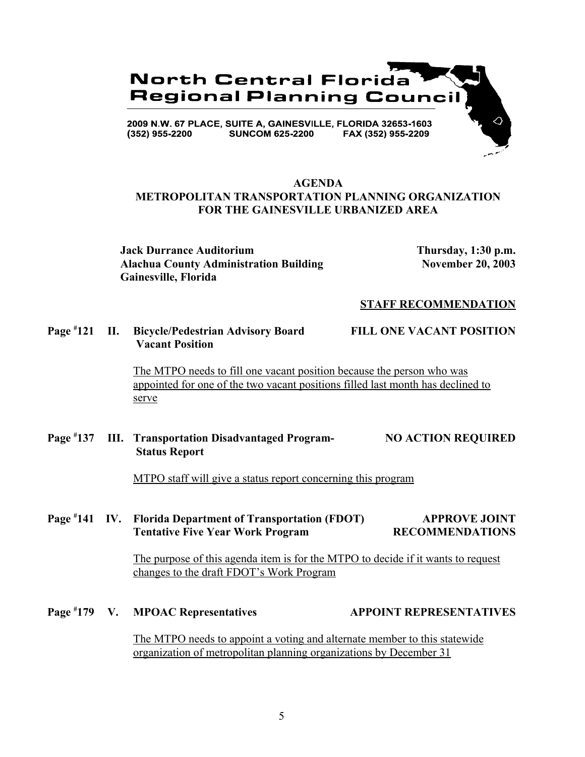# North Central Florida Regional Planning Council

2009 N.W. 67 PLACE, SUITE A, GAINESVILLE, FLORIDA 32653-1603
(352) 955-2200 SUNCOM 625-2200 FAX (352) 955-2209

## AGENDA
## METROPOLITAN TRANSPORTATION PLANNING ORGANIZATION FOR THE GAINESVILLE URBANIZED AREA

**Jack Durrance Auditorium**
**Alachua County Administration Building**
**Gainesville, Florida**

**Thursday, 1:30 p.m.**
**November 20, 2003**

**STAFF RECOMMENDATION**

**Page #121 II. Bicycle/Pedestrian Advisory Board Vacant Position** — **FILL ONE VACANT POSITION**

The MTPO needs to fill one vacant position because the person who was appointed for one of the two vacant positions filled last month has declined to serve

**Page #137 III. Transportation Disadvantaged Program-Status Report** — **NO ACTION REQUIRED**

MTPO staff will give a status report concerning this program

**Page #141 IV. Florida Department of Transportation (FDOT) Tentative Five Year Work Program** — **APPROVE JOINT RECOMMENDATIONS**

The purpose of this agenda item is for the MTPO to decide if it wants to request changes to the draft FDOT's Work Program

**Page #179 V. MPOAC Representatives** — **APPOINT REPRESENTATIVES**

The MTPO needs to appoint a voting and alternate member to this statewide organization of metropolitan planning organizations by December 31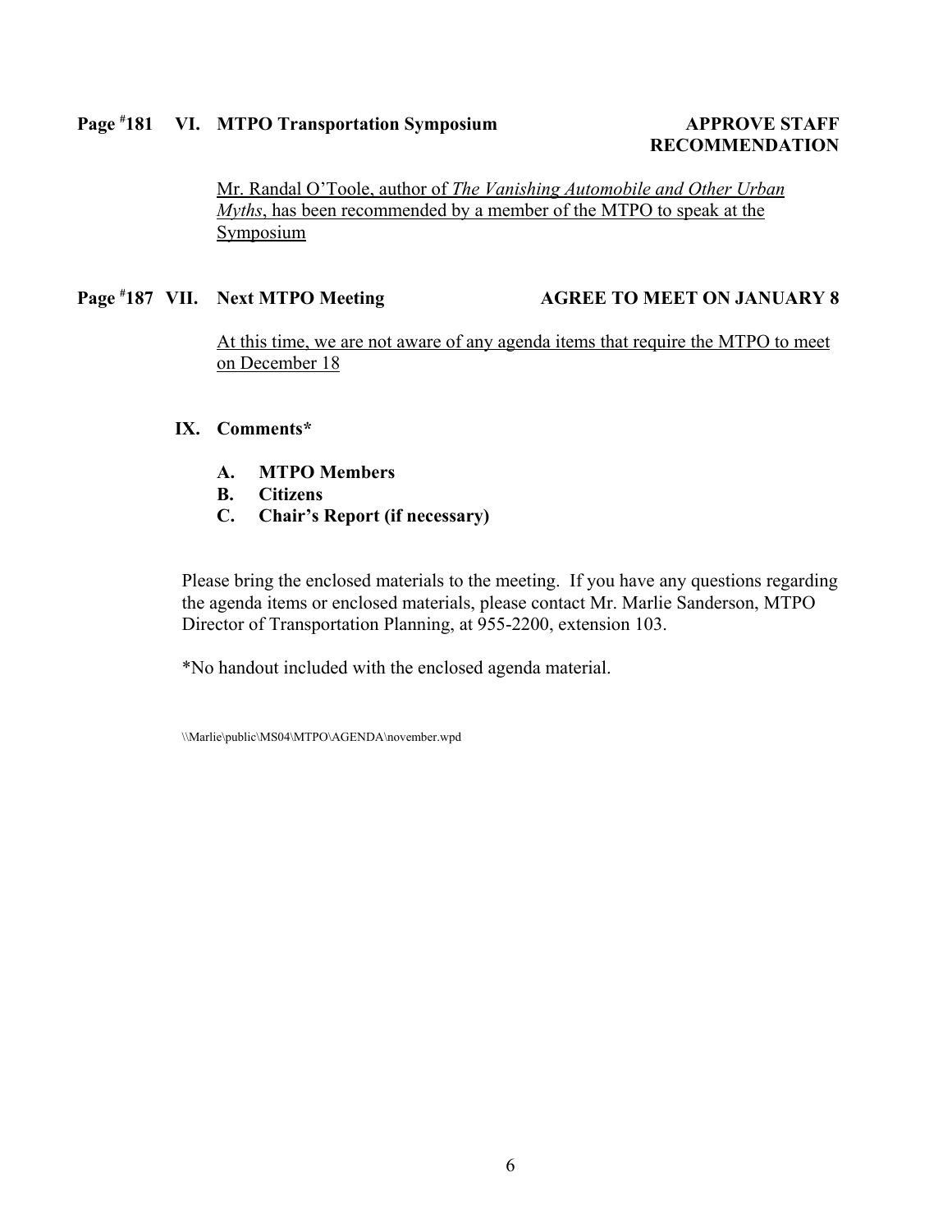**Page #181 VI. MTPO Transportation Symposium** **APPROVE STAFF RECOMMENDATION**

Mr. Randal O'Toole, author of *The Vanishing Automobile and Other Urban Myths*, has been recommended by a member of the MTPO to speak at the Symposium

**Page #187 VII. Next MTPO Meeting** **AGREE TO MEET ON JANUARY 8**

At this time, we are not aware of any agenda items that require the MTPO to meet on December 18

**IX. Comments***

- **A. MTPO Members**
- **B. Citizens**
- **C. Chair's Report (if necessary)**

Please bring the enclosed materials to the meeting. If you have any questions regarding the agenda items or enclosed materials, please contact Mr. Marlie Sanderson, MTPO Director of Transportation Planning, at 955-2200, extension 103.

*No handout included with the enclosed agenda material.

\\Marlie\public\MS04\MTPO\AGENDA\november.wpd